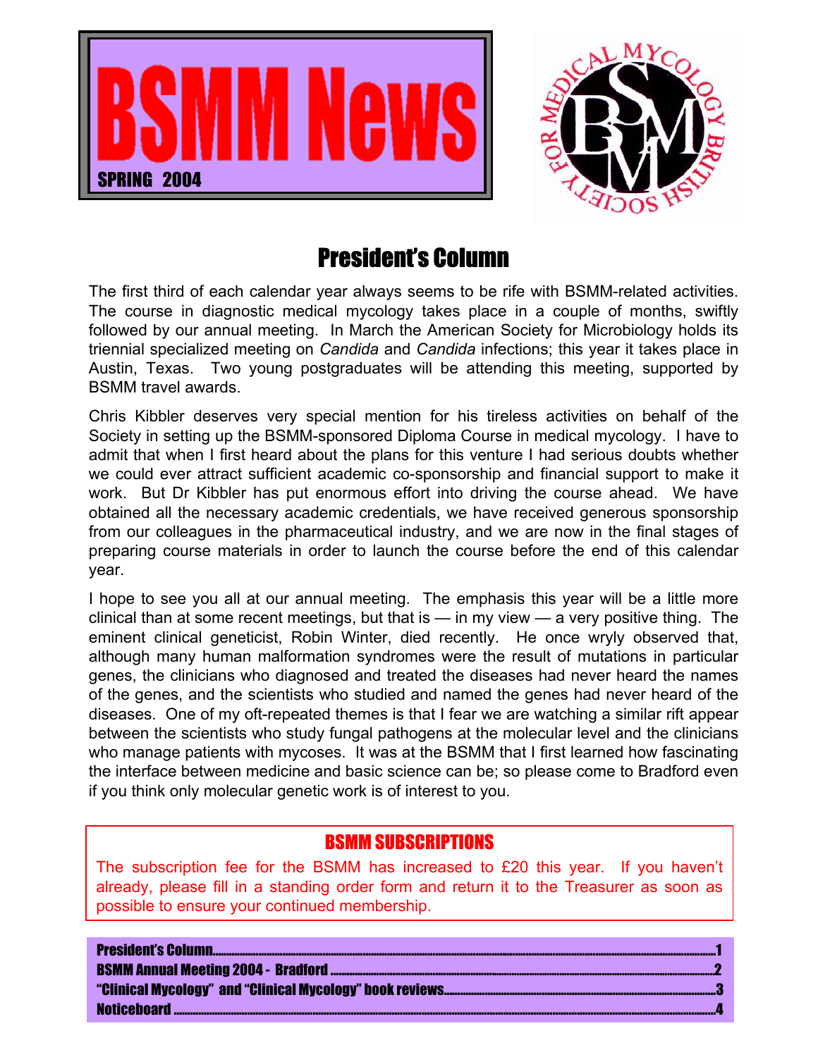# BSMM News

SPRING 2004

BRITISH SOCIETY FOR MEDICAL MYCOLOGY

## President's Column

The first third of each calendar year always seems to be rife with BSMM-related activities. The course in diagnostic medical mycology takes place in a couple of months, swiftly followed by our annual meeting. In March the American Society for Microbiology holds its triennial specialized meeting on *Candida* and *Candida* infections; this year it takes place in Austin, Texas. Two young postgraduates will be attending this meeting, supported by BSMM travel awards.

Chris Kibbler deserves very special mention for his tireless activities on behalf of the Society in setting up the BSMM-sponsored Diploma Course in medical mycology. I have to admit that when I first heard about the plans for this venture I had serious doubts whether we could ever attract sufficient academic co-sponsorship and financial support to make it work. But Dr Kibbler has put enormous effort into driving the course ahead. We have obtained all the necessary academic credentials, we have received generous sponsorship from our colleagues in the pharmaceutical industry, and we are now in the final stages of preparing course materials in order to launch the course before the end of this calendar year.

I hope to see you all at our annual meeting. The emphasis this year will be a little more clinical than at some recent meetings, but that is — in my view — a very positive thing. The eminent clinical geneticist, Robin Winter, died recently. He once wryly observed that, although many human malformation syndromes were the result of mutations in particular genes, the clinicians who diagnosed and treated the diseases had never heard the names of the genes, and the scientists who studied and named the genes had never heard of the diseases. One of my oft-repeated themes is that I fear we are watching a similar rift appear between the scientists who study fungal pathogens at the molecular level and the clinicians who manage patients with mycoses. It was at the BSMM that I first learned how fascinating the interface between medicine and basic science can be; so please come to Bradford even if you think only molecular genetic work is of interest to you.

### BSMM SUBSCRIPTIONS

The subscription fee for the BSMM has increased to £20 this year. If you haven't already, please fill in a standing order form and return it to the Treasurer as soon as possible to ensure your continued membership.

**President's Column** ........ 1
**BSMM Annual Meeting 2004 - Bradford** ........ 2
**"Clinical Mycology" and "Clinical Mycology" book reviews** ........ 3
**Noticeboard** ........ 4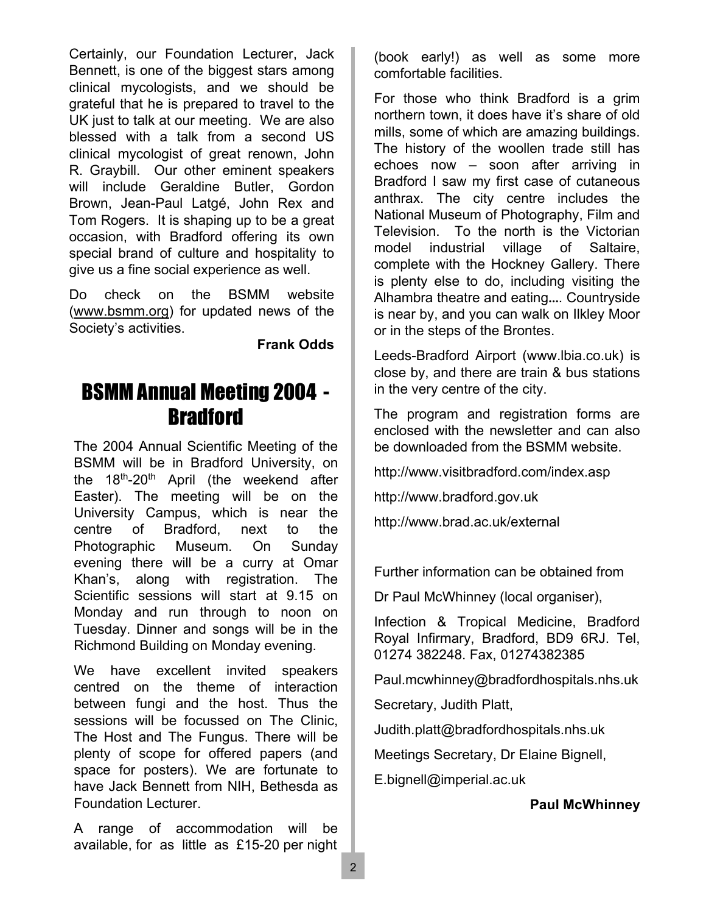Certainly, our Foundation Lecturer, Jack Bennett, is one of the biggest stars among clinical mycologists, and we should be grateful that he is prepared to travel to the UK just to talk at our meeting. We are also blessed with a talk from a second US clinical mycologist of great renown, John R. Graybill. Our other eminent speakers will include Geraldine Butler, Gordon Brown, Jean-Paul Latgé, John Rex and Tom Rogers. It is shaping up to be a great occasion, with Bradford offering its own special brand of culture and hospitality to give us a fine social experience as well.

Do check on the BSMM website (www.bsmm.org) for updated news of the Society's activities.

**Frank Odds**

# BSMM Annual Meeting 2004 - Bradford

The 2004 Annual Scientific Meeting of the BSMM will be in Bradford University, on the 18th-20th April (the weekend after Easter). The meeting will be on the University Campus, which is near the centre of Bradford, next to the Photographic Museum. On Sunday evening there will be a curry at Omar Khan's, along with registration. The Scientific sessions will start at 9.15 on Monday and run through to noon on Tuesday. Dinner and songs will be in the Richmond Building on Monday evening.

We have excellent invited speakers centred on the theme of interaction between fungi and the host. Thus the sessions will be focussed on The Clinic, The Host and The Fungus. There will be plenty of scope for offered papers (and space for posters). We are fortunate to have Jack Bennett from NIH, Bethesda as Foundation Lecturer.

A range of accommodation will be available, for as little as £15-20 per night (book early!) as well as some more comfortable facilities.

For those who think Bradford is a grim northern town, it does have it's share of old mills, some of which are amazing buildings. The history of the woollen trade still has echoes now – soon after arriving in Bradford I saw my first case of cutaneous anthrax. The city centre includes the National Museum of Photography, Film and Television. To the north is the Victorian model industrial village of Saltaire, complete with the Hockney Gallery. There is plenty else to do, including visiting the Alhambra theatre and eating.... Countryside is near by, and you can walk on Ilkley Moor or in the steps of the Brontes.

Leeds-Bradford Airport (www.lbia.co.uk) is close by, and there are train & bus stations in the very centre of the city.

The program and registration forms are enclosed with the newsletter and can also be downloaded from the BSMM website.

http://www.visitbradford.com/index.asp

http://www.bradford.gov.uk

http://www.brad.ac.uk/external

Further information can be obtained from

Dr Paul McWhinney (local organiser),

Infection & Tropical Medicine, Bradford Royal Infirmary, Bradford, BD9 6RJ. Tel, 01274 382248. Fax, 01274382385

Paul.mcwhinney@bradfordhospitals.nhs.uk

Secretary, Judith Platt,

Judith.platt@bradfordhospitals.nhs.uk

Meetings Secretary, Dr Elaine Bignell,

E.bignell@imperial.ac.uk

**Paul McWhinney**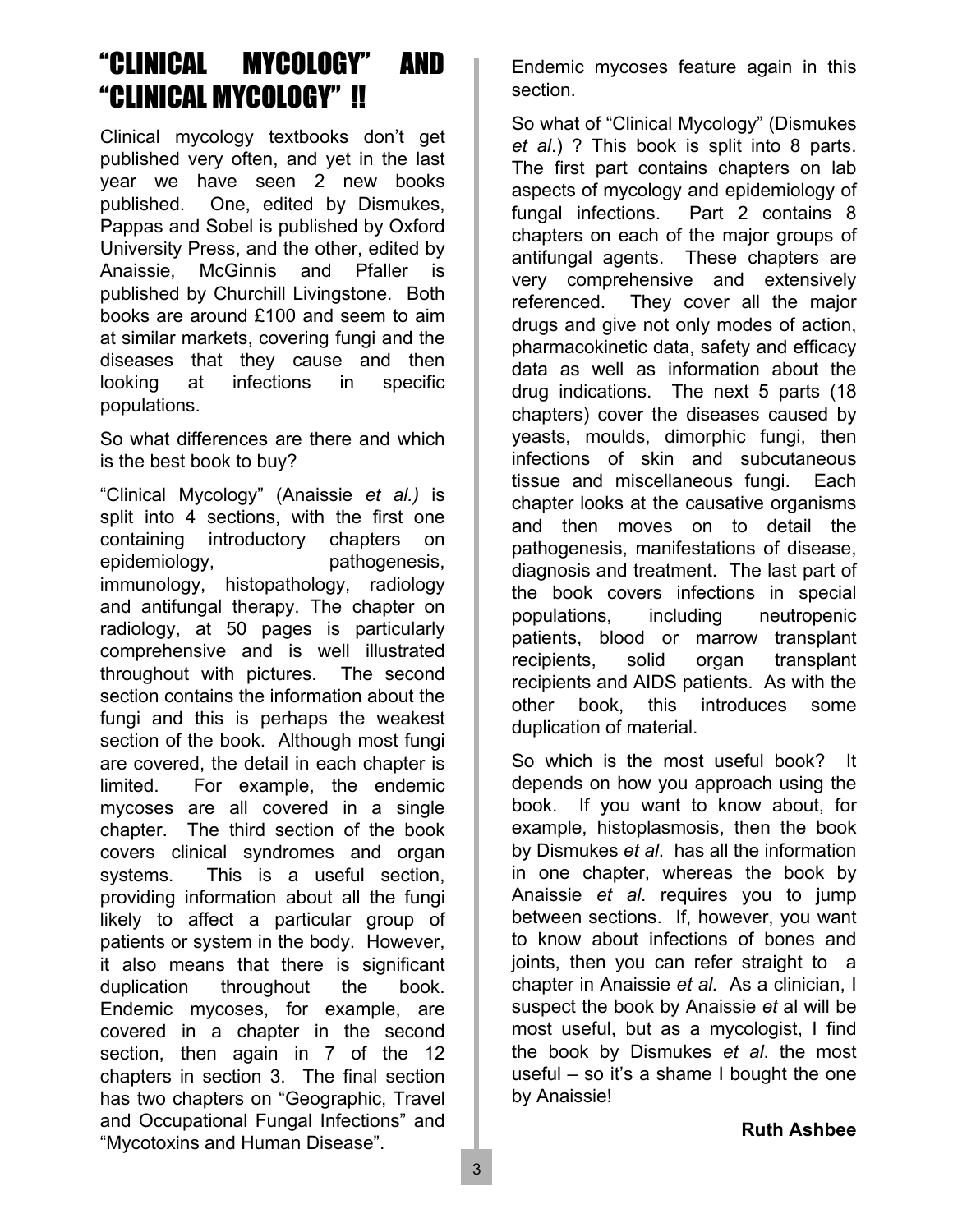# "CLINICAL MYCOLOGY" AND "CLINICAL MYCOLOGY" !!

Clinical mycology textbooks don't get published very often, and yet in the last year we have seen 2 new books published. One, edited by Dismukes, Pappas and Sobel is published by Oxford University Press, and the other, edited by Anaissie, McGinnis and Pfaller is published by Churchill Livingstone. Both books are around £100 and seem to aim at similar markets, covering fungi and the diseases that they cause and then looking at infections in specific populations.

So what differences are there and which is the best book to buy?

"Clinical Mycology" (Anaissie *et al.)* is split into 4 sections, with the first one containing introductory chapters on epidemiology, pathogenesis, immunology, histopathology, radiology and antifungal therapy. The chapter on radiology, at 50 pages is particularly comprehensive and is well illustrated throughout with pictures. The second section contains the information about the fungi and this is perhaps the weakest section of the book. Although most fungi are covered, the detail in each chapter is limited. For example, the endemic mycoses are all covered in a single chapter. The third section of the book covers clinical syndromes and organ systems. This is a useful section, providing information about all the fungi likely to affect a particular group of patients or system in the body. However, it also means that there is significant duplication throughout the book. Endemic mycoses, for example, are covered in a chapter in the second section, then again in 7 of the 12 chapters in section 3. The final section has two chapters on "Geographic, Travel and Occupational Fungal Infections" and "Mycotoxins and Human Disease". Endemic mycoses feature again in this section.

So what of "Clinical Mycology" (Dismukes *et al*.) ? This book is split into 8 parts. The first part contains chapters on lab aspects of mycology and epidemiology of fungal infections. Part 2 contains 8 chapters on each of the major groups of antifungal agents. These chapters are very comprehensive and extensively referenced. They cover all the major drugs and give not only modes of action, pharmacokinetic data, safety and efficacy data as well as information about the drug indications. The next 5 parts (18 chapters) cover the diseases caused by yeasts, moulds, dimorphic fungi, then infections of skin and subcutaneous tissue and miscellaneous fungi. Each chapter looks at the causative organisms and then moves on to detail the pathogenesis, manifestations of disease, diagnosis and treatment. The last part of the book covers infections in special populations, including neutropenic patients, blood or marrow transplant recipients, solid organ transplant recipients and AIDS patients. As with the other book, this introduces some duplication of material.

So which is the most useful book? It depends on how you approach using the book. If you want to know about, for example, histoplasmosis, then the book by Dismukes *et al*. has all the information in one chapter, whereas the book by Anaissie *et al*. requires you to jump between sections. If, however, you want to know about infections of bones and joints, then you can refer straight to a chapter in Anaissie *et al.* As a clinician, I suspect the book by Anaissie *et* al will be most useful, but as a mycologist, I find the book by Dismukes *et al*. the most useful – so it's a shame I bought the one by Anaissie!

**Ruth Ashbee**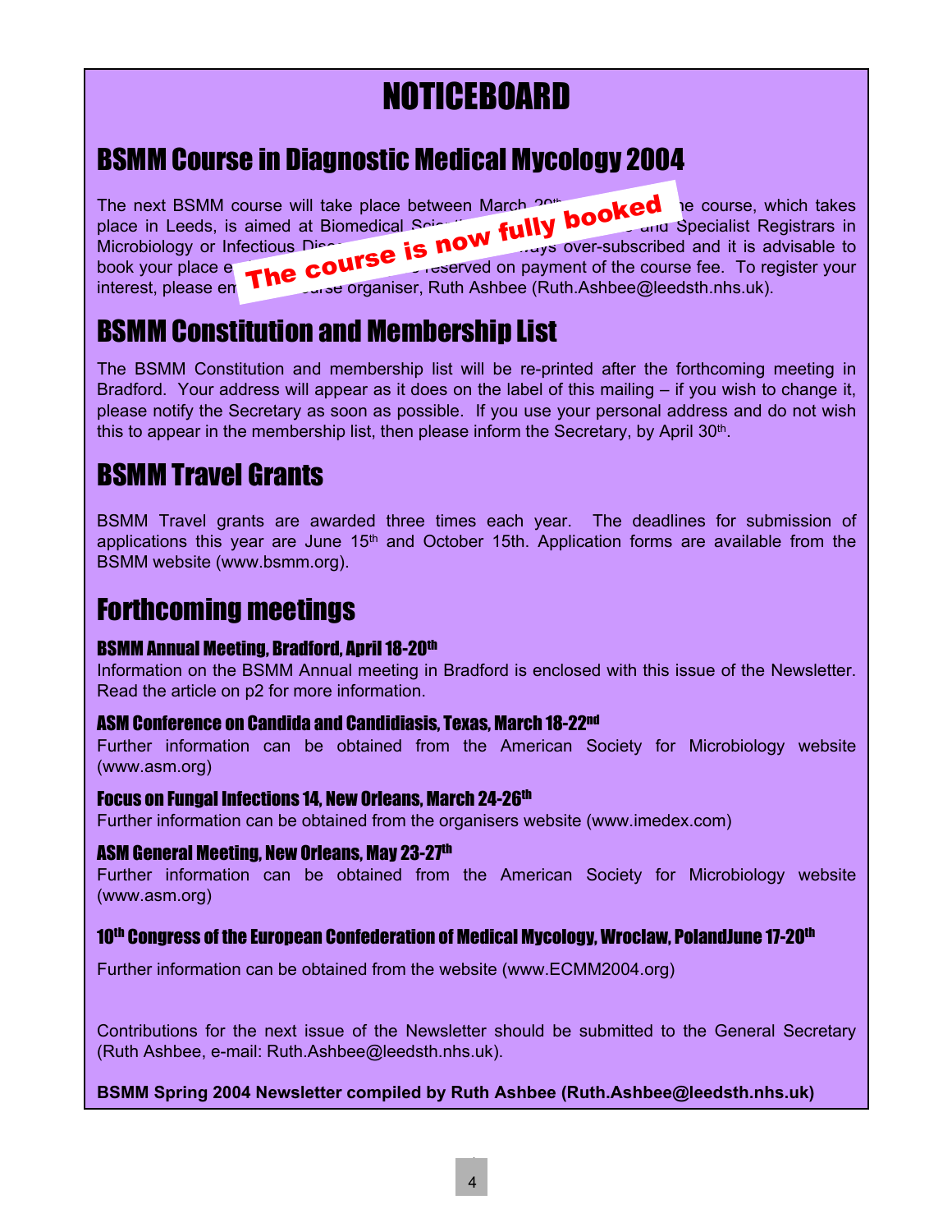# NOTICEBOARD

## BSMM Course in Diagnostic Medical Mycology 2004

The next BSMM course will take place between March 29th ... The course, which takes place in Leeds, is aimed at Biomedical Scie... and Specialist Registrars in Microbiology or Infectious Dis... always over-subscribed and it is advisable to book your place e... reserved on payment of the course fee. To register your interest, please em... course organiser, Ruth Ashbee (Ruth.Ashbee@leedsth.nhs.uk).

**The course is now fully booked**

## BSMM Constitution and Membership List

The BSMM Constitution and membership list will be re-printed after the forthcoming meeting in Bradford. Your address will appear as it does on the label of this mailing – if you wish to change it, please notify the Secretary as soon as possible. If you use your personal address and do not wish this to appear in the membership list, then please inform the Secretary, by April 30th.

## BSMM Travel Grants

BSMM Travel grants are awarded three times each year. The deadlines for submission of applications this year are June 15th and October 15th. Application forms are available from the BSMM website (www.bsmm.org).

## Forthcoming meetings

### BSMM Annual Meeting, Bradford, April 18-20th

Information on the BSMM Annual meeting in Bradford is enclosed with this issue of the Newsletter. Read the article on p2 for more information.

### ASM Conference on Candida and Candidiasis, Texas, March 18-22nd

Further information can be obtained from the American Society for Microbiology website (www.asm.org)

### Focus on Fungal Infections 14, New Orleans, March 24-26th

Further information can be obtained from the organisers website (www.imedex.com)

### ASM General Meeting, New Orleans, May 23-27th

Further information can be obtained from the American Society for Microbiology website (www.asm.org)

### 10th Congress of the European Confederation of Medical Mycology, Wroclaw, PolandJune 17-20th

Further information can be obtained from the website (www.ECMM2004.org)

Contributions for the next issue of the Newsletter should be submitted to the General Secretary (Ruth Ashbee, e-mail: Ruth.Ashbee@leedsth.nhs.uk).

**BSMM Spring 2004 Newsletter compiled by Ruth Ashbee (Ruth.Ashbee@leedsth.nhs.uk)**